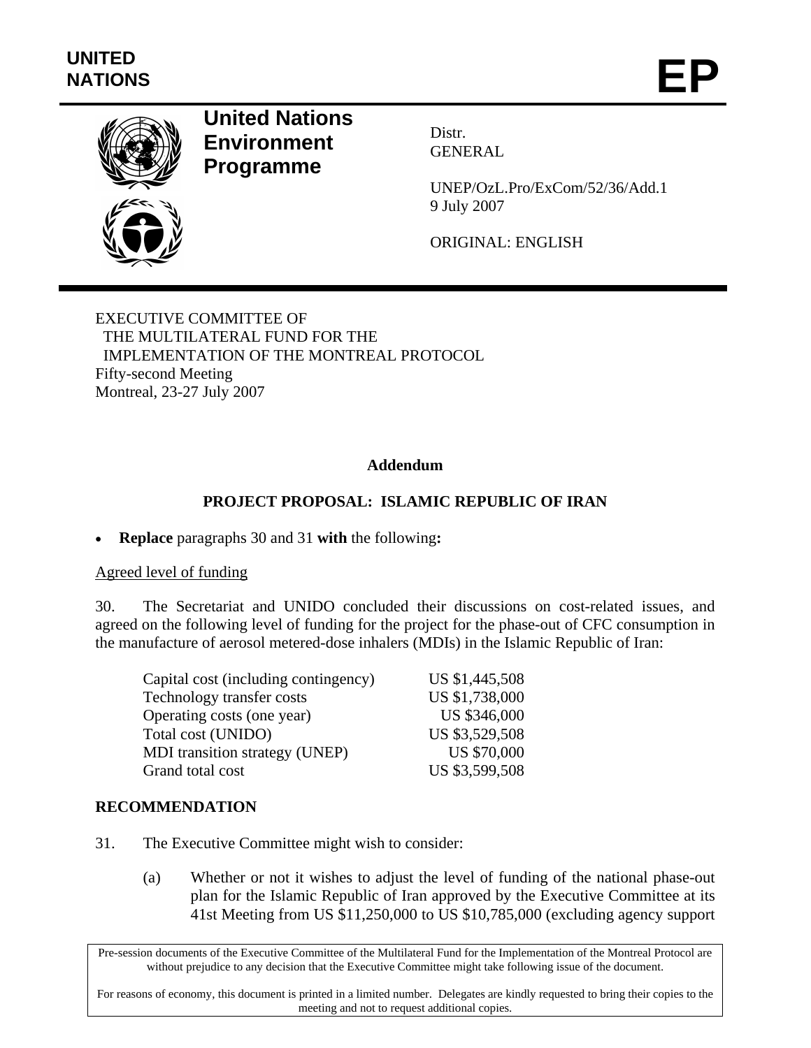UNITED NATIONS

# EP

**United Nations Environment Programme**

Distr.
GENERAL

UNEP/OzL.Pro/ExCom/52/36/Add.1
9 July 2007

ORIGINAL: ENGLISH

EXECUTIVE COMMITTEE OF
THE MULTILATERAL FUND FOR THE
IMPLEMENTATION OF THE MONTREAL PROTOCOL
Fifty-second Meeting
Montreal, 23-27 July 2007

**Addendum**

**PROJECT PROPOSAL: ISLAMIC REPUBLIC OF IRAN**

- **Replace** paragraphs 30 and 31 **with** the following**:**

Agreed level of funding

30. The Secretariat and UNIDO concluded their discussions on cost-related issues, and agreed on the following level of funding for the project for the phase-out of CFC consumption in the manufacture of aerosol metered-dose inhalers (MDIs) in the Islamic Republic of Iran:

| | |
|---|---|
| Capital cost (including contingency) | US $1,445,508 |
| Technology transfer costs | US $1,738,000 |
| Operating costs (one year) | US $346,000 |
| Total cost (UNIDO) | US $3,529,508 |
| MDI transition strategy (UNEP) | US $70,000 |
| Grand total cost | US $3,599,508 |

**RECOMMENDATION**

31. The Executive Committee might wish to consider:

(a) Whether or not it wishes to adjust the level of funding of the national phase-out plan for the Islamic Republic of Iran approved by the Executive Committee at its 41st Meeting from US $11,250,000 to US $10,785,000 (excluding agency support

Pre-session documents of the Executive Committee of the Multilateral Fund for the Implementation of the Montreal Protocol are without prejudice to any decision that the Executive Committee might take following issue of the document.

For reasons of economy, this document is printed in a limited number. Delegates are kindly requested to bring their copies to the meeting and not to request additional copies.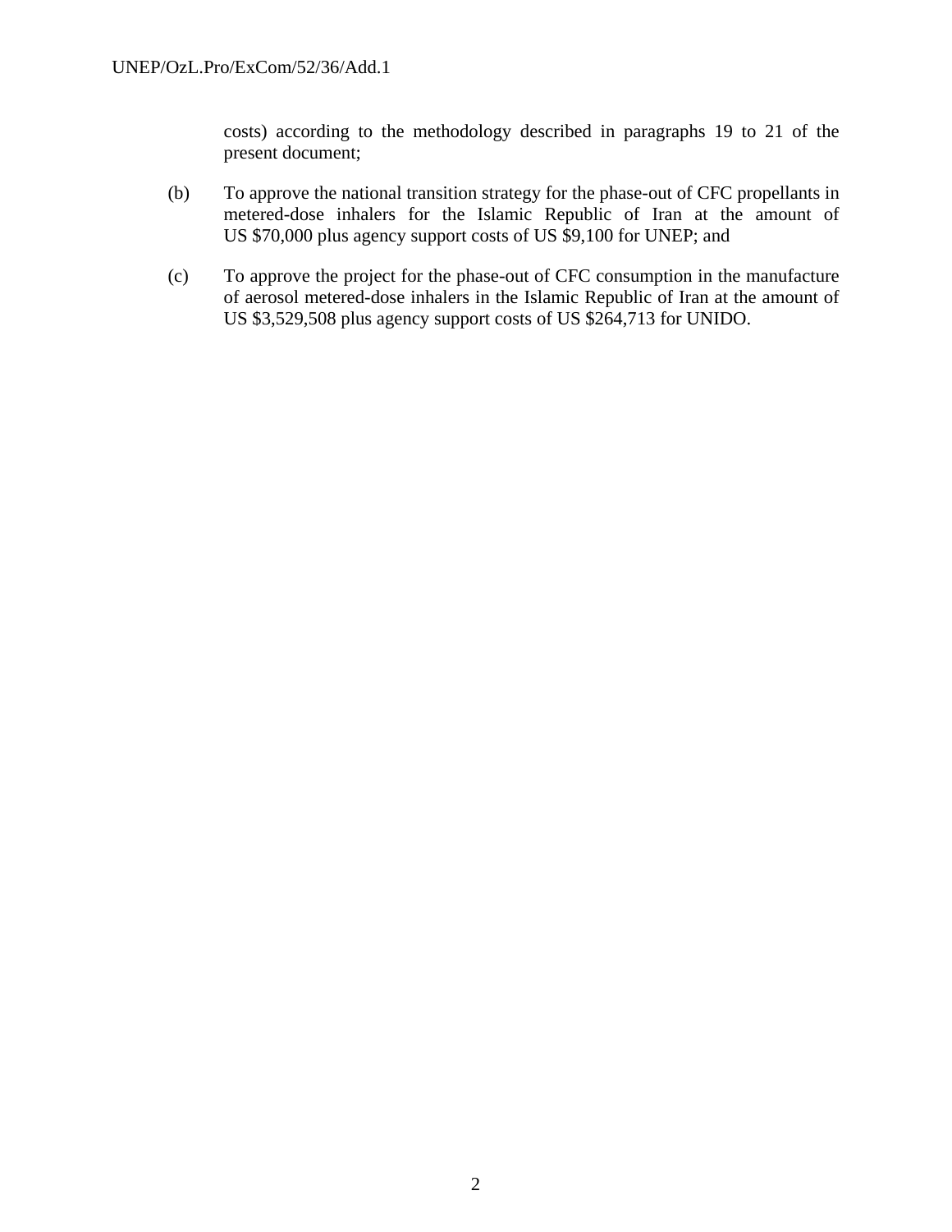costs) according to the methodology described in paragraphs 19 to 21 of the present document;

(b) To approve the national transition strategy for the phase-out of CFC propellants in metered-dose inhalers for the Islamic Republic of Iran at the amount of US $70,000 plus agency support costs of US $9,100 for UNEP; and

(c) To approve the project for the phase-out of CFC consumption in the manufacture of aerosol metered-dose inhalers in the Islamic Republic of Iran at the amount of US $3,529,508 plus agency support costs of US $264,713 for UNIDO.